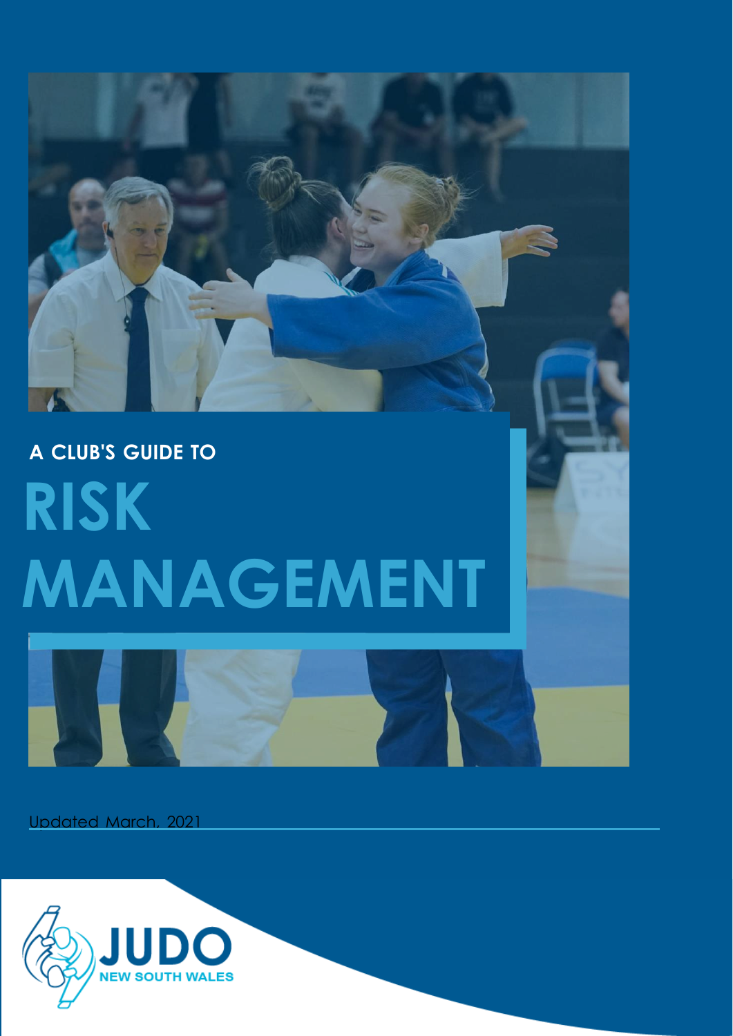A CLUB'S GUIDE TO

# RISK MANAGEMENT

Updated March, 2021

JUDO NEW SOUTH WALES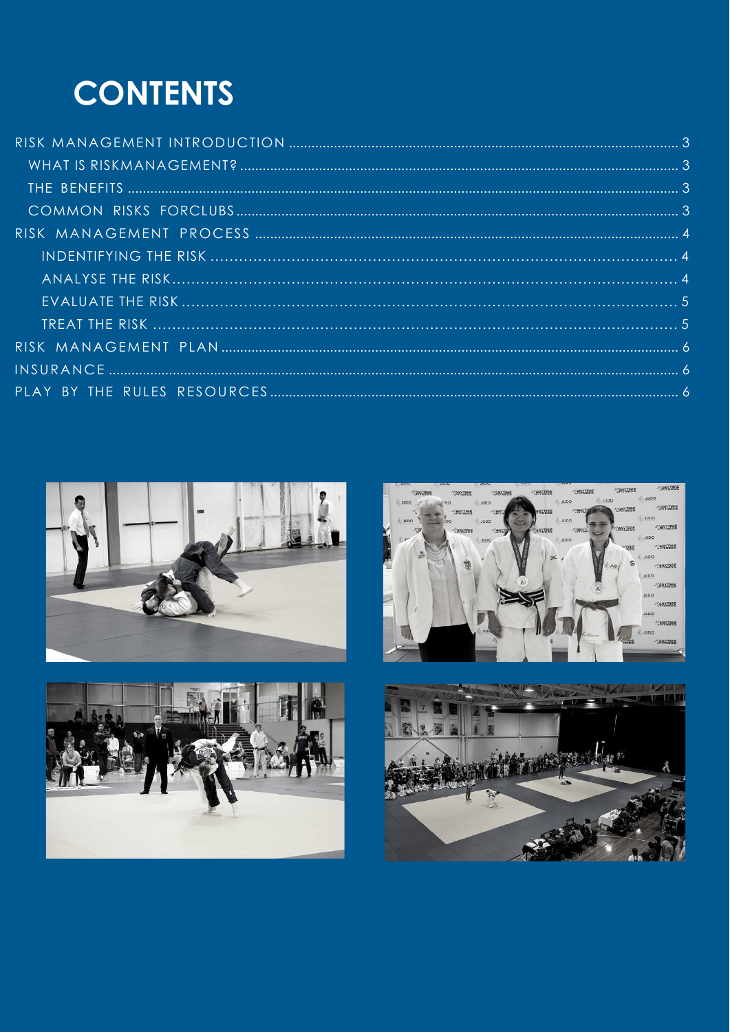# CONTENTS

RISK MANAGEMENT INTRODUCTION ..... 3
- WHAT IS RISKMANAGEMENT? ..... 3
- THE BENEFITS ..... 3
- COMMON RISKS FORCLUBS ..... 3

RISK MANAGEMENT PROCESS ..... 4
- INDENTIFYING THE RISK ..... 4
- ANALYSE THE RISK ..... 4
- EVALUATE THE RISK ..... 5
- TREAT THE RISK ..... 5

RISK MANAGEMENT PLAN ..... 6

INSURANCE ..... 6

PLAY BY THE RULES RESOURCES ..... 6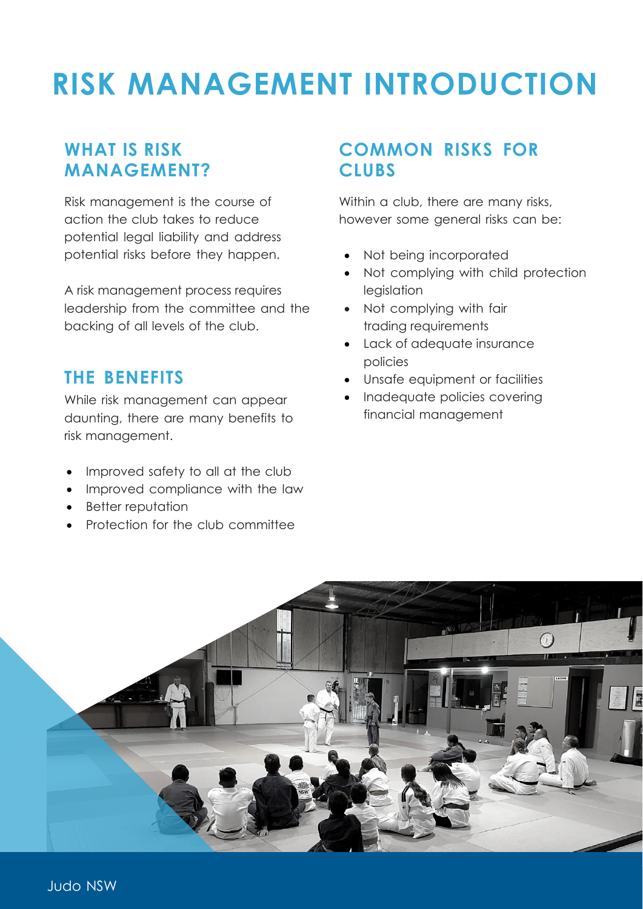# RISK MANAGEMENT INTRODUCTION

## WHAT IS RISK MANAGEMENT?

Risk management is the course of action the club takes to reduce potential legal liability and address potential risks before they happen.

A risk management process requires leadership from the committee and the backing of all levels of the club.

## THE BENEFITS

While risk management can appear daunting, there are many benefits to risk management.

- Improved safety to all at the club
- Improved compliance with the law
- Better reputation
- Protection for the club committee

## COMMON RISKS FOR CLUBS

Within a club, there are many risks, however some general risks can be:

- Not being incorporated
- Not complying with child protection legislation
- Not complying with fair trading requirements
- Lack of adequate insurance policies
- Unsafe equipment or facilities
- Inadequate policies covering financial management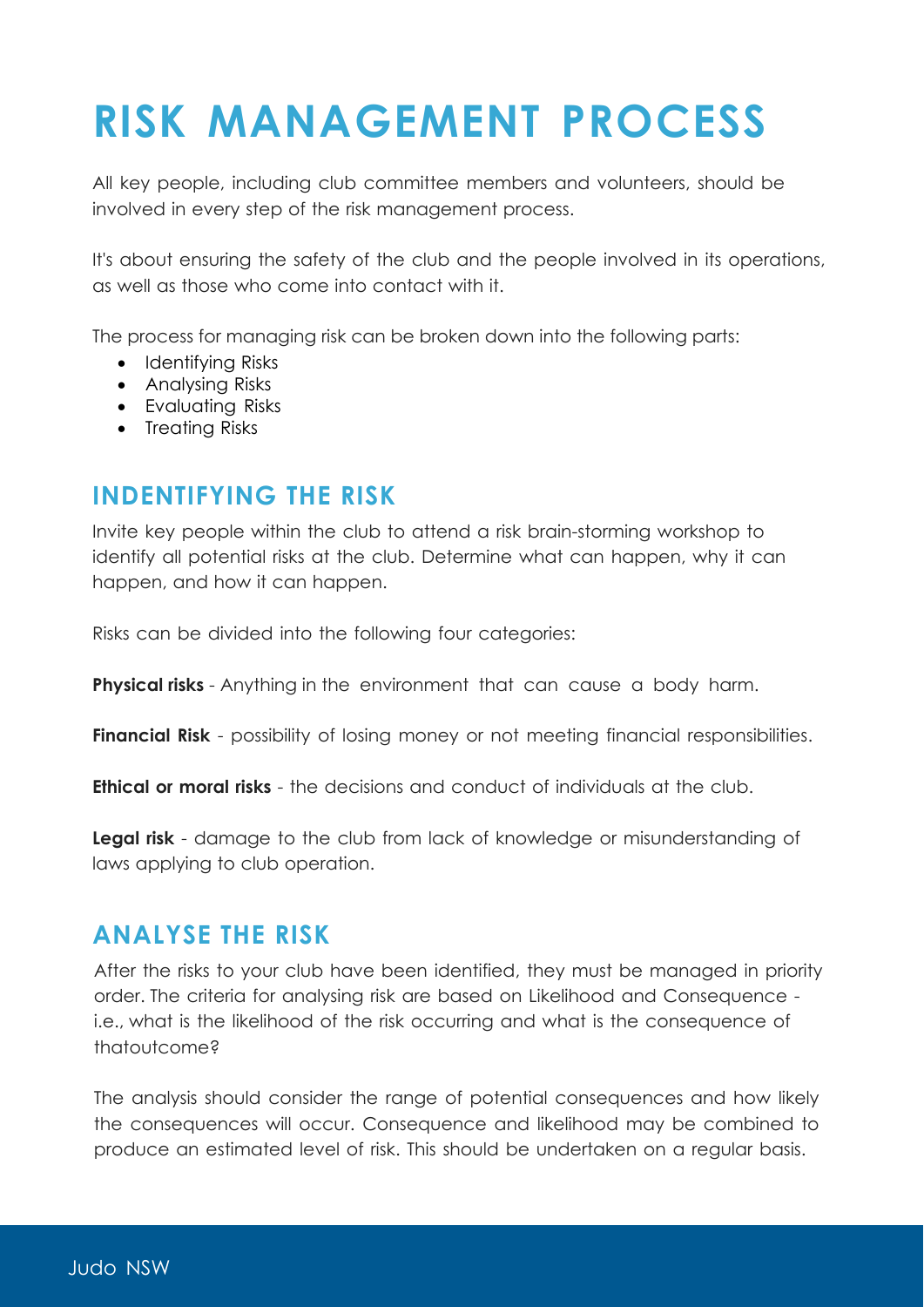# RISK MANAGEMENT PROCESS

All key people, including club committee members and volunteers, should be involved in every step of the risk management process.

It's about ensuring the safety of the club and the people involved in its operations, as well as those who come into contact with it.

The process for managing risk can be broken down into the following parts:

- Identifying Risks
- Analysing Risks
- Evaluating Risks
- Treating Risks

## INDENTIFYING THE RISK

Invite key people within the club to attend a risk brain-storming workshop to identify all potential risks at the club. Determine what can happen, why it can happen, and how it can happen.

Risks can be divided into the following four categories:

**Physical risks** - Anything in the environment that can cause a body harm.

**Financial Risk** - possibility of losing money or not meeting financial responsibilities.

**Ethical or moral risks** - the decisions and conduct of individuals at the club.

**Legal risk** - damage to the club from lack of knowledge or misunderstanding of laws applying to club operation.

## ANALYSE THE RISK

After the risks to your club have been identified, they must be managed in priority order. The criteria for analysing risk are based on Likelihood and Consequence - i.e., what is the likelihood of the risk occurring and what is the consequence of thatoutcome?

The analysis should consider the range of potential consequences and how likely the consequences will occur. Consequence and likelihood may be combined to produce an estimated level of risk. This should be undertaken on a regular basis.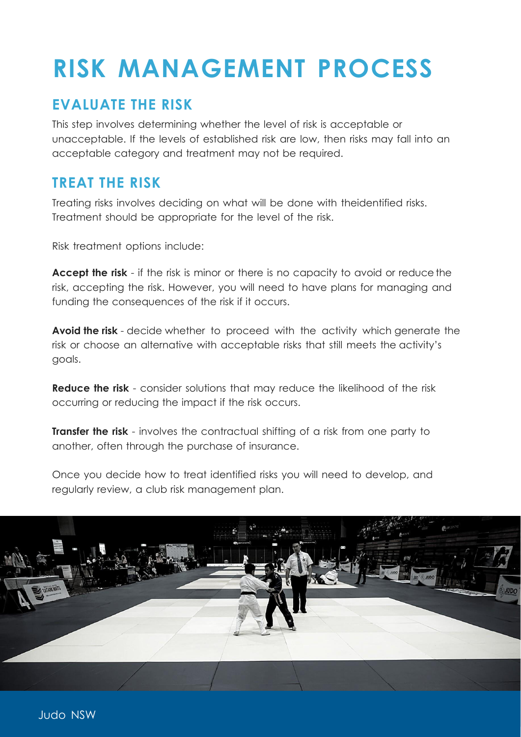# RISK MANAGEMENT PROCESS

## EVALUATE THE RISK

This step involves determining whether the level of risk is acceptable or unacceptable. If the levels of established risk are low, then risks may fall into an acceptable category and treatment may not be required.

## TREAT THE RISK

Treating risks involves deciding on what will be done with theidentified risks. Treatment should be appropriate for the level of the risk.

Risk treatment options include:

**Accept the risk** - if the risk is minor or there is no capacity to avoid or reduce the risk, accepting the risk. However, you will need to have plans for managing and funding the consequences of the risk if it occurs.

**Avoid the risk** - decide whether to proceed with the activity which generate the risk or choose an alternative with acceptable risks that still meets the activity's goals.

**Reduce the risk** - consider solutions that may reduce the likelihood of the risk occurring or reducing the impact if the risk occurs.

**Transfer the risk** - involves the contractual shifting of a risk from one party to another, often through the purchase of insurance.

Once you decide how to treat identified risks you will need to develop, and regularly review, a club risk management plan.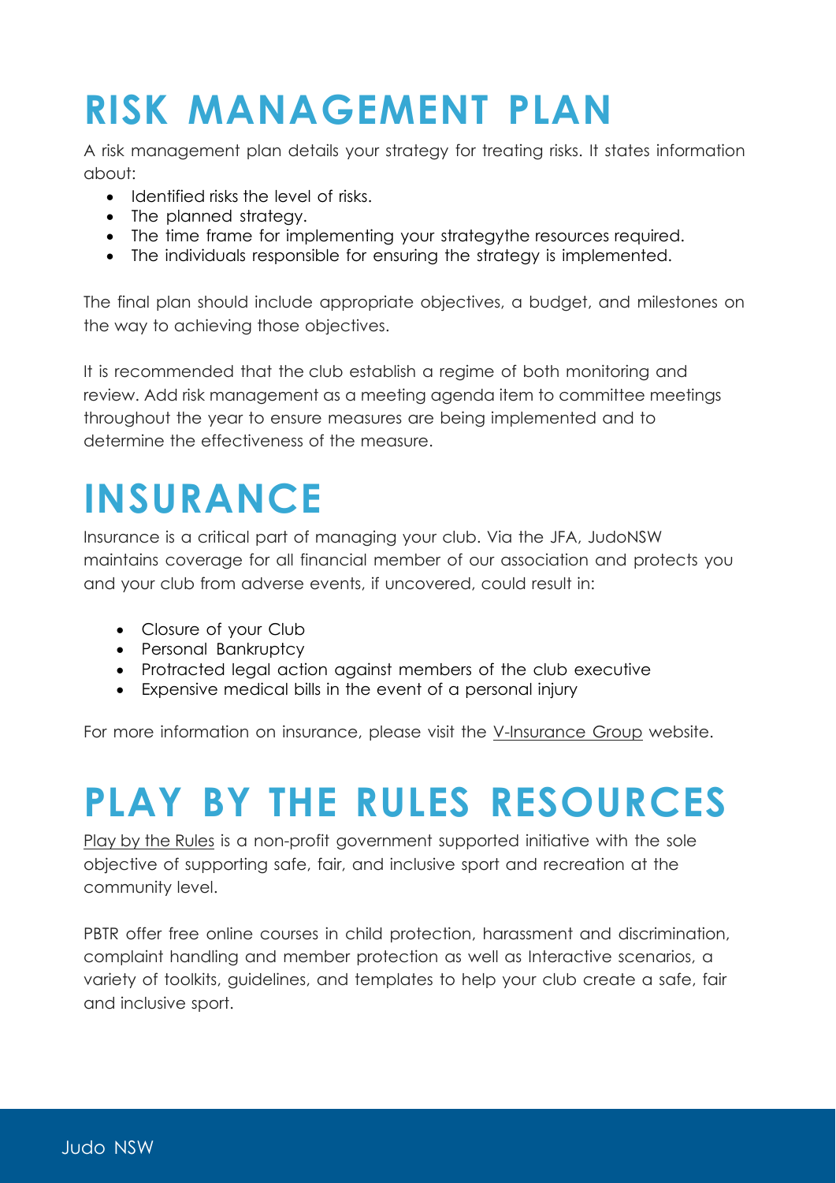# RISK MANAGEMENT PLAN

A risk management plan details your strategy for treating risks. It states information about:

- Identified risks the level of risks.
- The planned strategy.
- The time frame for implementing your strategythe resources required.
- The individuals responsible for ensuring the strategy is implemented.

The final plan should include appropriate objectives, a budget, and milestones on the way to achieving those objectives.

It is recommended that the club establish a regime of both monitoring and review. Add risk management as a meeting agenda item to committee meetings throughout the year to ensure measures are being implemented and to determine the effectiveness of the measure.

# INSURANCE

Insurance is a critical part of managing your club. Via the JFA, JudoNSW maintains coverage for all financial member of our association and protects you and your club from adverse events, if uncovered, could result in:

- Closure of your Club
- Personal Bankruptcy
- Protracted legal action against members of the club executive
- Expensive medical bills in the event of a personal injury

For more information on insurance, please visit the V-Insurance Group website.

# PLAY BY THE RULES RESOURCES

Play by the Rules is a non-profit government supported initiative with the sole objective of supporting safe, fair, and inclusive sport and recreation at the community level.

PBTR offer free online courses in child protection, harassment and discrimination, complaint handling and member protection as well as Interactive scenarios, a variety of toolkits, guidelines, and templates to help your club create a safe, fair and inclusive sport.